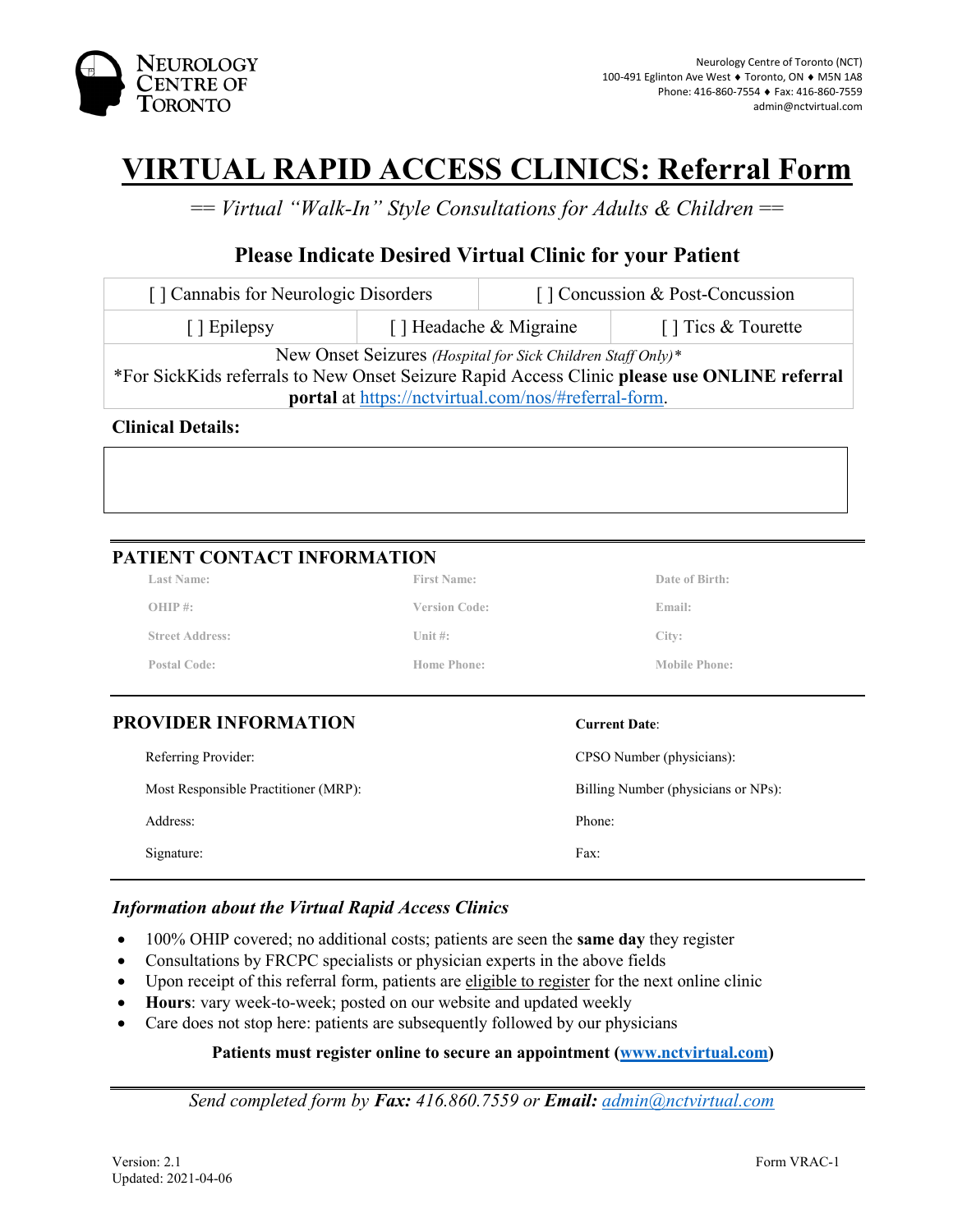NEUROLOGY CENTRE OF TORONTO

Neurology Centre of Toronto (NCT)
100-491 Eglinton Ave West ♦ Toronto, ON ♦ M5N 1A8
Phone: 416-860-7554 ♦ Fax: 416-860-7559
admin@nctvirtual.com

# VIRTUAL RAPID ACCESS CLINICS: Referral Form

*== Virtual "Walk-In" Style Consultations for Adults & Children ==*

## Please Indicate Desired Virtual Clinic for your Patient

| [ ] Cannabis for Neurologic Disorders | | [ ] Concussion & Post-Concussion |
|---|---|---|
| [ ] Epilepsy | [ ] Headache & Migraine | [ ] Tics & Tourette |
| New Onset Seizures *(Hospital for Sick Children Staff Only)\** *For SickKids referrals to New Onset Seizure Rapid Access Clinic **please use ONLINE referral portal** at https://nctvirtual.com/nos/#referral-form. | | |

**Clinical Details:**

## PATIENT CONTACT INFORMATION

| | | |
|---|---|---|
| Last Name: | First Name: | Date of Birth: |
| OHIP #: | Version Code: | Email: |
| Street Address: | Unit #: | City: |
| Postal Code: | Home Phone: | Mobile Phone: |

## PROVIDER INFORMATION

**Current Date**:

| | |
|---|---|
| Referring Provider: | CPSO Number (physicians): |
| Most Responsible Practitioner (MRP): | Billing Number (physicians or NPs): |
| Address: | Phone: |
| Signature: | Fax: |

### *Information about the Virtual Rapid Access Clinics*

- 100% OHIP covered; no additional costs; patients are seen the **same day** they register
- Consultations by FRCPC specialists or physician experts in the above fields
- Upon receipt of this referral form, patients are eligible to register for the next online clinic
- **Hours**: vary week-to-week; posted on our website and updated weekly
- Care does not stop here: patients are subsequently followed by our physicians

**Patients must register online to secure an appointment (www.nctvirtual.com)**

*Send completed form by **Fax:** 416.860.7559 or **Email:** admin@nctvirtual.com*

Version: 2.1
Updated: 2021-04-06

Form VRAC-1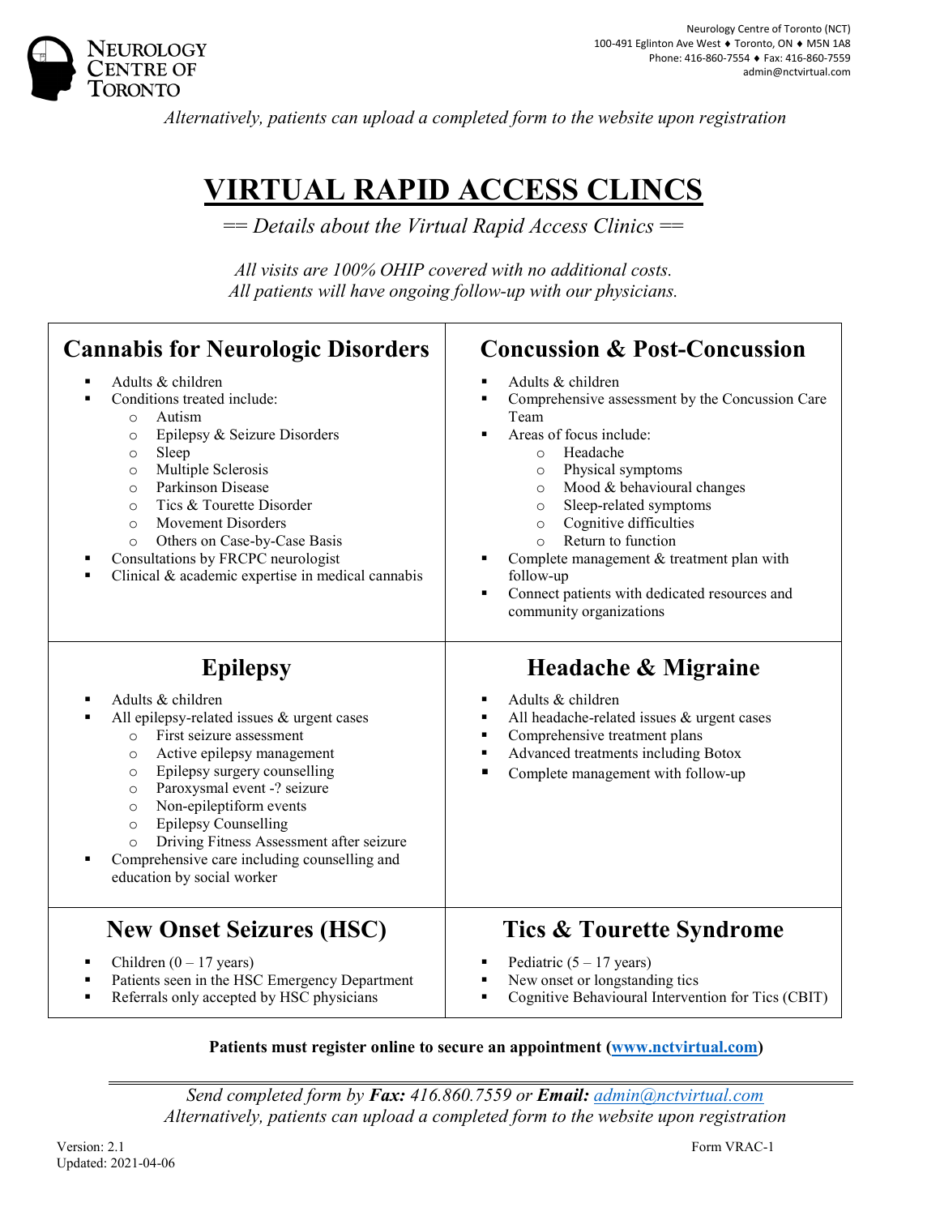Neurology Centre of Toronto (NCT)
100-491 Eglinton Ave West ♦ Toronto, ON ♦ M5N 1A8
Phone: 416-860-7554 ♦ Fax: 416-860-7559
admin@nctvirtual.com

NEUROLOGY CENTRE OF TORONTO

*Alternatively, patients can upload a completed form to the website upon registration*

# VIRTUAL RAPID ACCESS CLINCS

*== Details about the Virtual Rapid Access Clinics ==*

*All visits are 100% OHIP covered with no additional costs.*
*All patients will have ongoing follow-up with our physicians.*

## Cannabis for Neurologic Disorders

- Adults & children
- Conditions treated include:
  - Autism
  - Epilepsy & Seizure Disorders
  - Sleep
  - Multiple Sclerosis
  - Parkinson Disease
  - Tics & Tourette Disorder
  - Movement Disorders
  - Others on Case-by-Case Basis
- Consultations by FRCPC neurologist
- Clinical & academic expertise in medical cannabis

## Concussion & Post-Concussion

- Adults & children
- Comprehensive assessment by the Concussion Care Team
- Areas of focus include:
  - Headache
  - Physical symptoms
  - Mood & behavioural changes
  - Sleep-related symptoms
  - Cognitive difficulties
  - Return to function
- Complete management & treatment plan with follow-up
- Connect patients with dedicated resources and community organizations

## Epilepsy

- Adults & children
- All epilepsy-related issues & urgent cases
  - First seizure assessment
  - Active epilepsy management
  - Epilepsy surgery counselling
  - Paroxysmal event -? seizure
  - Non-epileptiform events
  - Epilepsy Counselling
  - Driving Fitness Assessment after seizure
- Comprehensive care including counselling and education by social worker

## Headache & Migraine

- Adults & children
- All headache-related issues & urgent cases
- Comprehensive treatment plans
- Advanced treatments including Botox
- Complete management with follow-up

## New Onset Seizures (HSC)

- Children (0 – 17 years)
- Patients seen in the HSC Emergency Department
- Referrals only accepted by HSC physicians

## Tics & Tourette Syndrome

- Pediatric (5 – 17 years)
- New onset or longstanding tics
- Cognitive Behavioural Intervention for Tics (CBIT)

**Patients must register online to secure an appointment (www.nctvirtual.com)**

---

*Send completed form by **Fax:** 416.860.7559 or **Email:** admin@nctvirtual.com*
*Alternatively, patients can upload a completed form to the website upon registration*

Version: 2.1
Updated: 2021-04-06

Form VRAC-1